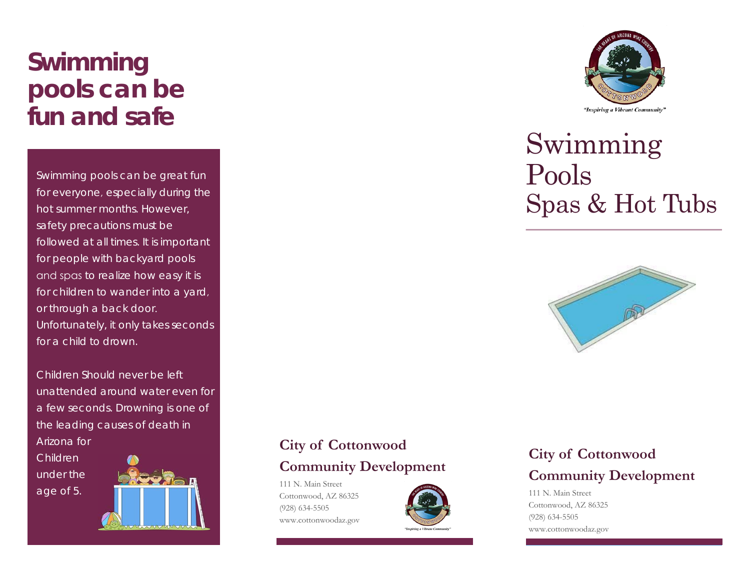# Swimming pools can be fun and safe

Swimming pools can be great fun for everyone, especially during the hot summer months. However, safety precautions must be followed at all times. It is important for people with backyard pools and spas to realize how easy it is for children to wander into a yard, or through a back door. Unfortunately, it only takes seconds for a child to drown.

Children Should never be left unattended around water even for a few seconds. Drowning is one of the leading causes of death in Arizona for Children under the age of 5.

## City of Cottonwood Community Development

111 N. Main Street
Cottonwood, AZ 86325
(928) 634-5505
www.cottonwoodaz.gov

*"Inspiring a Vibrant Community"*

# Swimming Pools Spas & Hot Tubs

## City of Cottonwood Community Development

111 N. Main Street
Cottonwood, AZ 86325
(928) 634-5505
www.cottonwoodaz.gov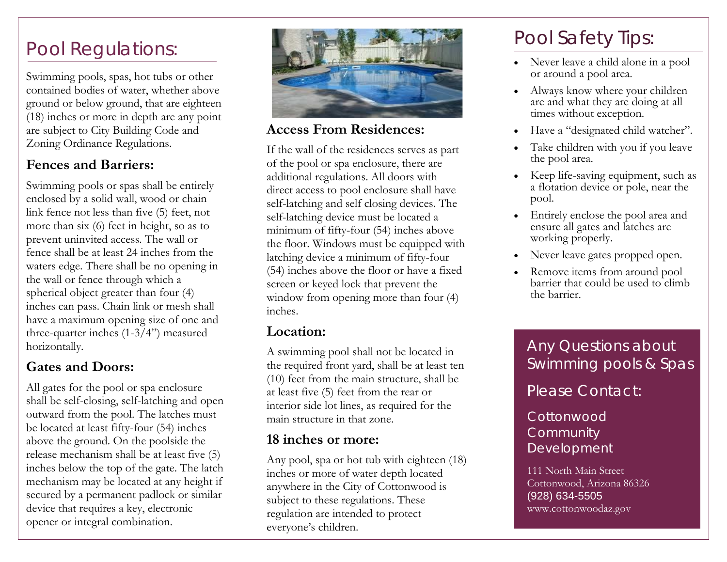# Pool Regulations:

Swimming pools, spas, hot tubs or other contained bodies of water, whether above ground or below ground, that are eighteen (18) inches or more in depth are any point are subject to City Building Code and Zoning Ordinance Regulations.

## Fences and Barriers:

Swimming pools or spas shall be entirely enclosed by a solid wall, wood or chain link fence not less than five (5) feet, not more than six (6) feet in height, so as to prevent uninvited access. The wall or fence shall be at least 24 inches from the waters edge. There shall be no opening in the wall or fence through which a spherical object greater than four (4) inches can pass. Chain link or mesh shall have a maximum opening size of one and three-quarter inches (1-3/4") measured horizontally.

## Gates and Doors:

All gates for the pool or spa enclosure shall be self-closing, self-latching and open outward from the pool. The latches must be located at least fifty-four (54) inches above the ground. On the poolside the release mechanism shall be at least five (5) inches below the top of the gate. The latch mechanism may be located at any height if secured by a permanent padlock or similar device that requires a key, electronic opener or integral combination.

## Access From Residences:

If the wall of the residences serves as part of the pool or spa enclosure, there are additional regulations. All doors with direct access to pool enclosure shall have self-latching and self closing devices. The self-latching device must be located a minimum of fifty-four (54) inches above the floor. Windows must be equipped with latching device a minimum of fifty-four (54) inches above the floor or have a fixed screen or keyed lock that prevent the window from opening more than four (4) inches.

## Location:

A swimming pool shall not be located in the required front yard, shall be at least ten (10) feet from the main structure, shall be at least five (5) feet from the rear or interior side lot lines, as required for the main structure in that zone.

## 18 inches or more:

Any pool, spa or hot tub with eighteen (18) inches or more of water depth located anywhere in the City of Cottonwood is subject to these regulations. These regulation are intended to protect everyone's children.

# Pool Safety Tips:

- Never leave a child alone in a pool or around a pool area.
- Always know where your children are and what they are doing at all times without exception.
- Have a "designated child watcher".
- Take children with you if you leave the pool area.
- Keep life-saving equipment, such as a flotation device or pole, near the pool.
- Entirely enclose the pool area and ensure all gates and latches are working properly.
- Never leave gates propped open.
- Remove items from around pool barrier that could be used to climb the barrier.

## Any Questions about Swimming pools & Spas

## Please Contact:

### Cottonwood Community Development

111 North Main Street
Cottonwood, Arizona 86326
(928) 634-5505
www.cottonwoodaz.gov